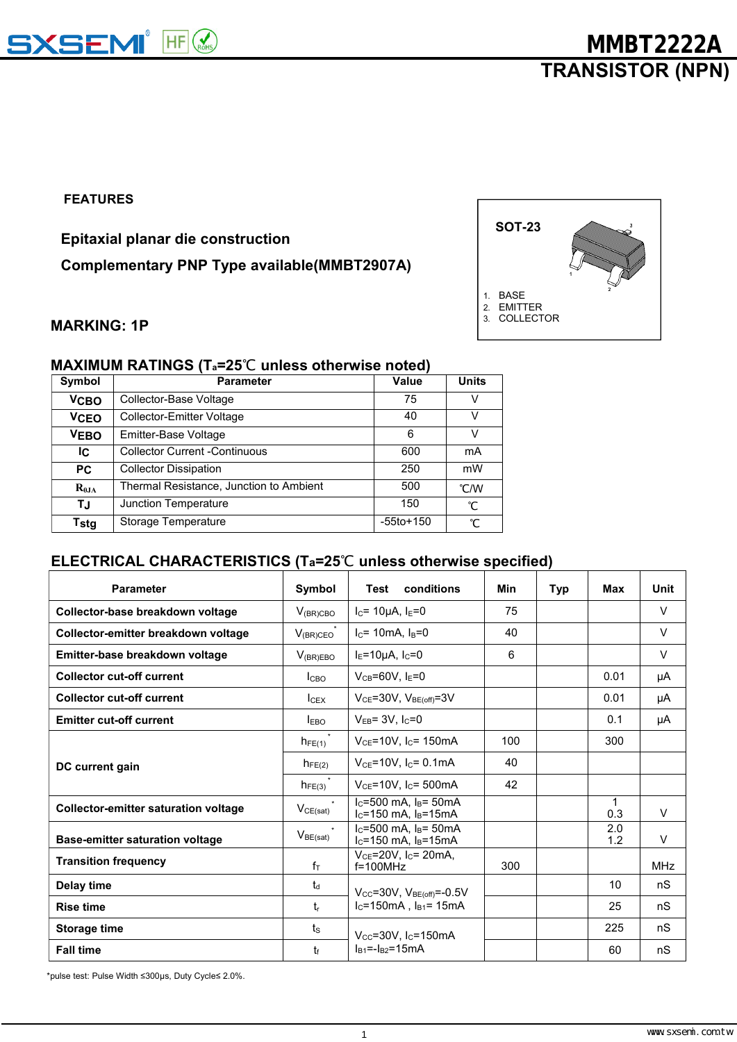# MMBT2222A

## TRANSISTOR (NPN)

### FEATURES

**Epitaxial planar die construction**

**Complementary PNP Type available(MMBT2907A)**

**SOT-23**

1. BASE
2. EMITTER
3. COLLECTOR

### MARKING: 1P

### MAXIMUM RATINGS ($T_a$=25℃ unless otherwise noted)

| Symbol | Parameter | Value | Units |
|---|---|---|---|
| $V_{CBO}$ | Collector-Base Voltage | 75 | V |
| $V_{CEO}$ | Collector-Emitter Voltage | 40 | V |
| $V_{EBO}$ | Emitter-Base Voltage | 6 | V |
| $I_C$ | Collector Current -Continuous | 600 | mA |
| $P_C$ | Collector Dissipation | 250 | mW |
| $R_{\theta JA}$ | Thermal Resistance, Junction to Ambient | 500 | ℃/W |
| $T_J$ | Junction Temperature | 150 | ℃ |
| $T_{stg}$ | Storage Temperature | -55to+150 | ℃ |

### ELECTRICAL CHARACTERISTICS ($T_a$=25℃ unless otherwise specified)

| Parameter | Symbol | Test conditions | Min | Typ | Max | Unit |
|---|---|---|---|---|---|---|
| **Collector-base breakdown voltage** | $V_{(BR)CBO}$ | $I_C$= 10μA, $I_E$=0 | 75 | | | V |
| **Collector-emitter breakdown voltage** | $V_{(BR)CEO}$ * | $I_C$= 10mA, $I_B$=0 | 40 | | | V |
| **Emitter-base breakdown voltage** | $V_{(BR)EBO}$ | $I_E$=10μA, $I_C$=0 | 6 | | | V |
| **Collector cut-off current** | $I_{CBO}$ | $V_{CB}$=60V, $I_E$=0 | | | 0.01 | μA |
| **Collector cut-off current** | $I_{CEX}$ | $V_{CE}$=30V, $V_{BE(off)}$=3V | | | 0.01 | μA |
| **Emitter cut-off current** | $I_{EBO}$ | $V_{EB}$= 3V, $I_C$=0 | | | 0.1 | μA |
| **DC current gain** | $h_{FE(1)}$ * | $V_{CE}$=10V, $I_C$= 150mA | 100 | | 300 | |
| | $h_{FE(2)}$ | $V_{CE}$=10V, $I_C$= 0.1mA | 40 | | | |
| | $h_{FE(3)}$ * | $V_{CE}$=10V, $I_C$= 500mA | 42 | | | |
| **Collector-emitter saturation voltage** | $V_{CE(sat)}$ * | $I_C$=500 mA, $I_B$= 50mA<br>$I_C$=150 mA, $I_B$=15mA | | | 1<br>0.3 | V |
| **Base-emitter saturation voltage** | $V_{BE(sat)}$ * | $I_C$=500 mA, $I_B$= 50mA<br>$I_C$=150 mA, $I_B$=15mA | | | 2.0<br>1.2 | V |
| **Transition frequency** | $f_T$ | $V_{CE}$=20V, $I_C$= 20mA, f=100MHz | 300 | | | MHz |
| **Delay time** | $t_d$ | $V_{CC}$=30V, $V_{BE(off)}$=-0.5V<br>$I_C$=150mA , $I_{B1}$= 15mA | | | 10 | nS |
| **Rise time** | $t_r$ | | | | 25 | nS |
| **Storage time** | $t_S$ | $V_{CC}$=30V, $I_C$=150mA<br>$I_{B1}$=-$I_{B2}$=15mA | | | 225 | nS |
| **Fall time** | $t_f$ | | | | 60 | nS |

*pulse test: Pulse Width ≤300μs, Duty Cycle≤ 2.0%.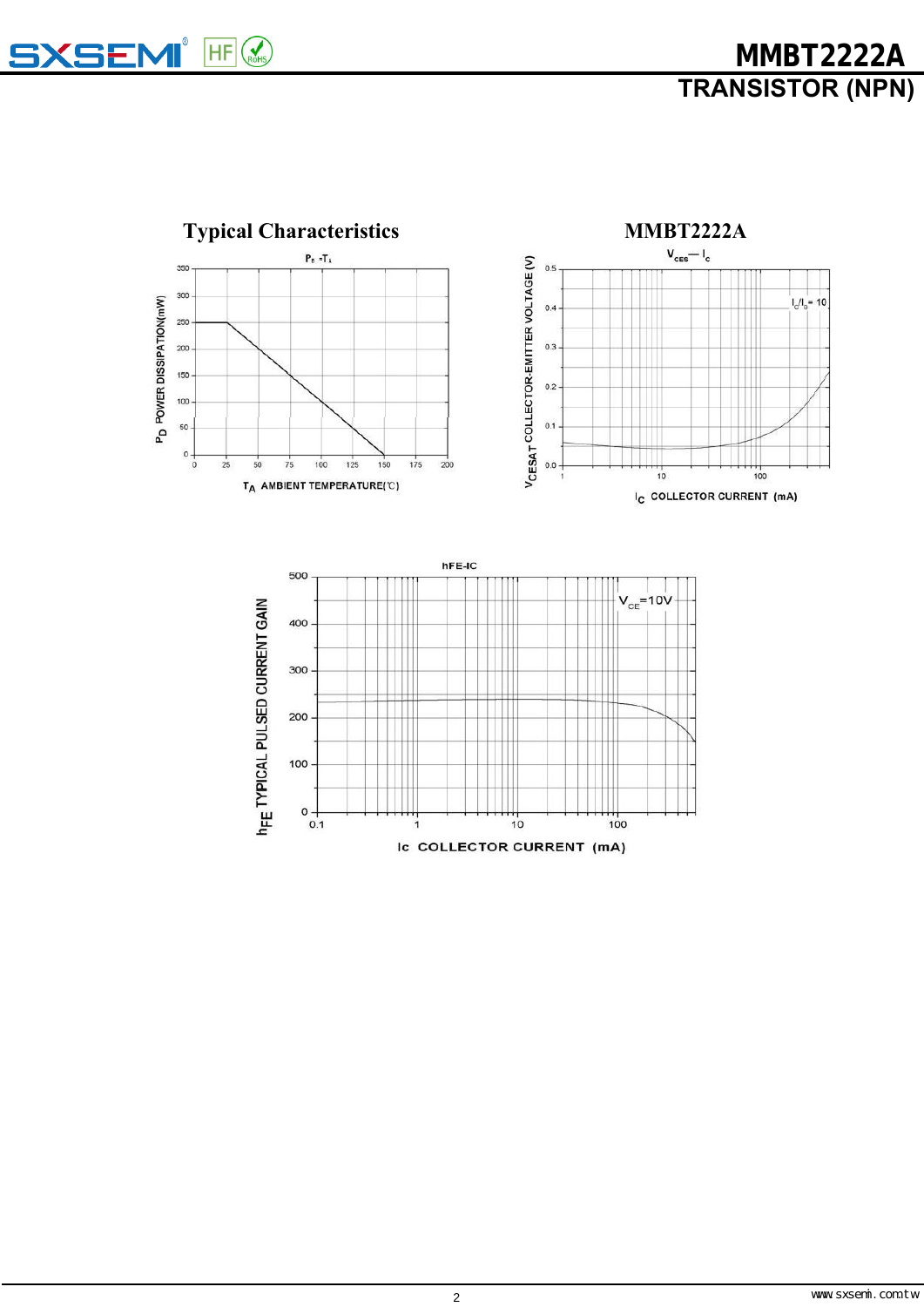## Typical Characteristics

## MMBT2222A

$P_D$ - $T_A$

$P_D$ POWER DISSIPATION(mW)

$T_A$ AMBIENT TEMPERATURE(℃)

$V_{CES}$ — $I_C$

$I_C/I_B$ = 10

$V_{CESAT}$ COLLECTOR-EMITTER VOLTAGE (V)

$I_C$ COLLECTOR CURRENT (mA)

hFE-IC

$V_{CE}$=10V

$h_{FE}$ TYPICAL PULSED CURRENT GAIN

Ic COLLECTOR CURRENT (mA)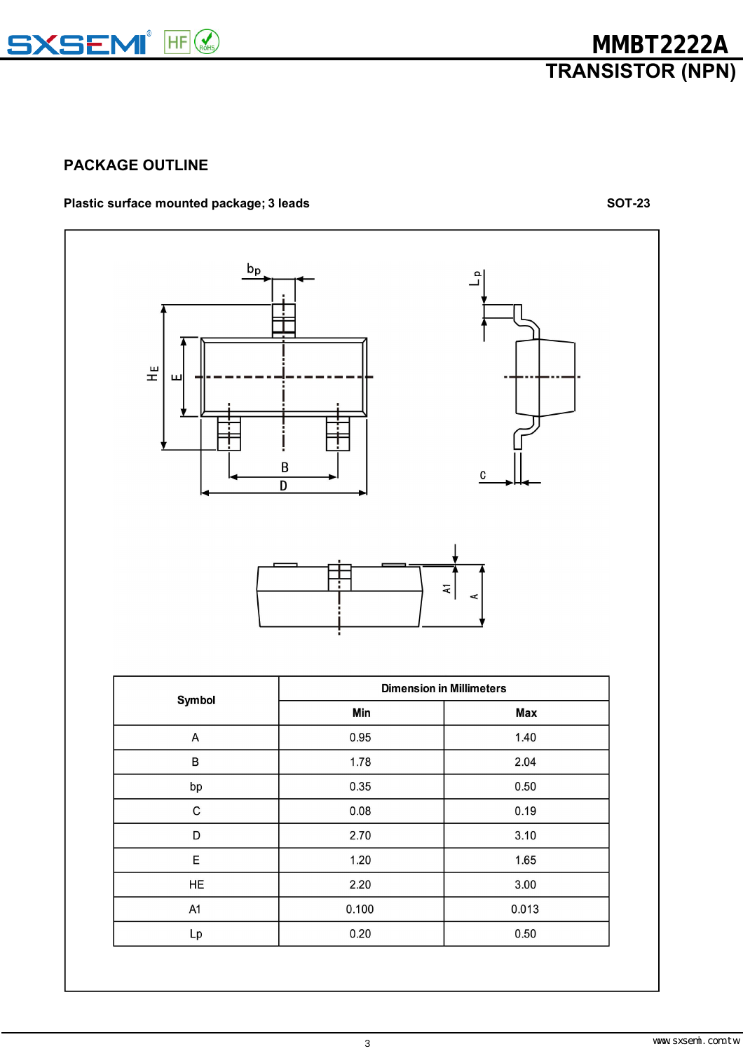## PACKAGE OUTLINE

**Plastic surface mounted package; 3 leads** **SOT-23**

| Symbol | Dimension in Millimeters | |
|---|---|---|
| | Min | Max |
| A | 0.95 | 1.40 |
| B | 1.78 | 2.04 |
| bp | 0.35 | 0.50 |
| C | 0.08 | 0.19 |
| D | 2.70 | 3.10 |
| E | 1.20 | 1.65 |
| HE | 2.20 | 3.00 |
| A1 | 0.100 | 0.013 |
| Lp | 0.20 | 0.50 |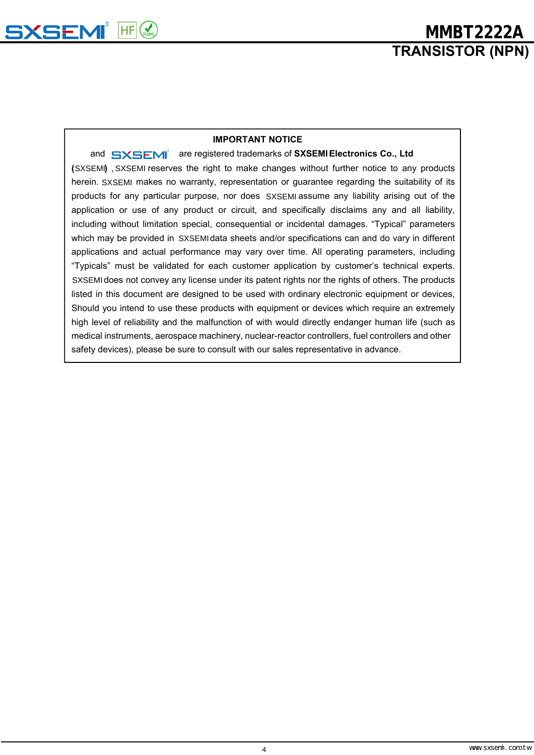## IMPORTANT NOTICE

and SXSEMI are registered trademarks of **SXSEMI Electronics Co., Ltd** **(**SXSEMI**)** , SXSEMI reserves the right to make changes without further notice to any products herein. SXSEMI makes no warranty, representation or guarantee regarding the suitability of its products for any particular purpose, nor does SXSEMI assume any liability arising out of the application or use of any product or circuit, and specifically disclaims any and all liability, including without limitation special, consequential or incidental damages. "Typical" parameters which may be provided in SXSEMI data sheets and/or specifications can and do vary in different applications and actual performance may vary over time. All operating parameters, including "Typicals" must be validated for each customer application by customer's technical experts. SXSEMI does not convey any license under its patent rights nor the rights of others. The products listed in this document are designed to be used with ordinary electronic equipment or devices, Should you intend to use these products with equipment or devices which require an extremely high level of reliability and the malfunction of with would directly endanger human life (such as medical instruments, aerospace machinery, nuclear-reactor controllers, fuel controllers and other safety devices), please be sure to consult with our sales representative in advance.